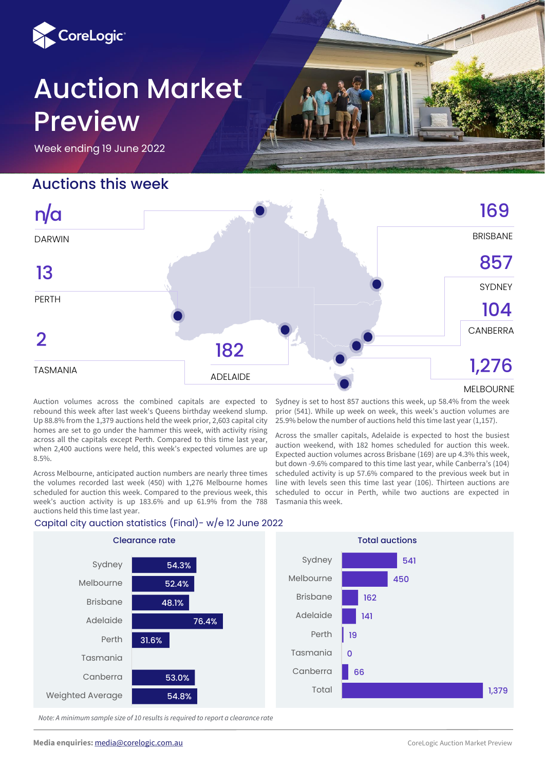CoreLogic

# Auction Market Preview

Week ending 19 June 2022

## Auctions this week

| City | Auctions |
|---|---|
| Darwin | n/a |
| Perth | 13 |
| Tasmania | 2 |
| Adelaide | 182 |
| Brisbane | 169 |
| Sydney | 857 |
| Canberra | 104 |
| Melbourne | 1,276 |

Auction volumes across the combined capitals are expected to rebound this week after last week's Queens birthday weekend slump. Up 88.8% from the 1,379 auctions held the week prior, 2,603 capital city homes are set to go under the hammer this week, with activity rising across all the capitals except Perth. Compared to this time last year, when 2,400 auctions were held, this week's expected volumes are up 8.5%.

Across Melbourne, anticipated auction numbers are nearly three times the volumes recorded last week (450) with 1,276 Melbourne homes scheduled for auction this week. Compared to the previous week, this week's auction activity is up 183.6% and up 61.9% from the 788 auctions held this time last year.

Sydney is set to host 857 auctions this week, up 58.4% from the week prior (541). While up week on week, this week's auction volumes are 25.9% below the number of auctions held this time last year (1,157).

Across the smaller capitals, Adelaide is expected to host the busiest auction weekend, with 182 homes scheduled for auction this week. Expected auction volumes across Brisbane (169) are up 4.3% this week, but down -9.6% compared to this time last year, while Canberra's (104) scheduled activity is up 57.6% compared to the previous week but in line with levels seen this time last year (106). Thirteen auctions are scheduled to occur in Perth, while two auctions are expected in Tasmania this week.

## Capital city auction statistics (Final)- w/e 12 June 2022

| | Clearance rate | Total auctions |
|---|---|---|
| Sydney | 54.3% | 541 |
| Melbourne | 52.4% | 450 |
| Brisbane | 48.1% | 162 |
| Adelaide | 76.4% | 141 |
| Perth | 31.6% | 19 |
| Tasmania | | 0 |
| Canberra | 53.0% | 66 |
| Weighted Average / Total | 54.8% | 1,379 |

*Note: A minimum sample size of 10 results is required to report a clearance rate*

**Media enquiries:** media@corelogic.com.au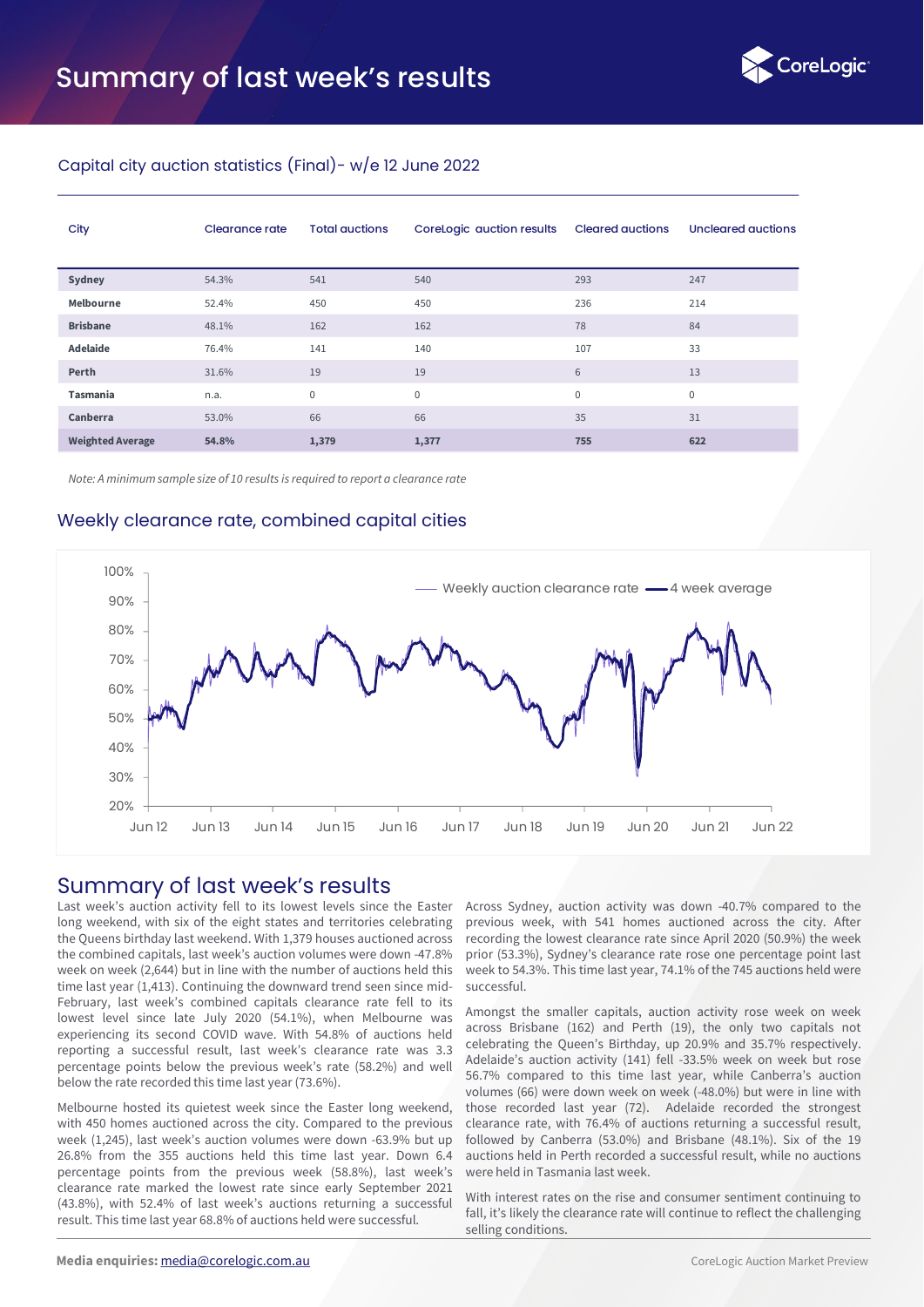# Summary of last week's results

## Capital city auction statistics (Final)- w/e 12 June 2022

| City | Clearance rate | Total auctions | CoreLogic auction results | Cleared auctions | Uncleared auctions |
|---|---|---|---|---|---|
| **Sydney** | 54.3% | 541 | 540 | 293 | 247 |
| **Melbourne** | 52.4% | 450 | 450 | 236 | 214 |
| **Brisbane** | 48.1% | 162 | 162 | 78 | 84 |
| **Adelaide** | 76.4% | 141 | 140 | 107 | 33 |
| **Perth** | 31.6% | 19 | 19 | 6 | 13 |
| **Tasmania** | n.a. | 0 | 0 | 0 | 0 |
| **Canberra** | 53.0% | 66 | 66 | 35 | 31 |
| **Weighted Average** | **54.8%** | **1,379** | **1,377** | **755** | **622** |

*Note: A minimum sample size of 10 results is required to report a clearance rate*

## Weekly clearance rate, combined capital cities

## Summary of last week's results

Last week's auction activity fell to its lowest levels since the Easter long weekend, with six of the eight states and territories celebrating the Queens birthday last weekend. With 1,379 houses auctioned across the combined capitals, last week's auction volumes were down -47.8% week on week (2,644) but in line with the number of auctions held this time last year (1,413). Continuing the downward trend seen since mid-February, last week's combined capitals clearance rate fell to its lowest level since late July 2020 (54.1%), when Melbourne was experiencing its second COVID wave. With 54.8% of auctions held reporting a successful result, last week's clearance rate was 3.3 percentage points below the previous week's rate (58.2%) and well below the rate recorded this time last year (73.6%).

Melbourne hosted its quietest week since the Easter long weekend, with 450 homes auctioned across the city. Compared to the previous week (1,245), last week's auction volumes were down -63.9% but up 26.8% from the 355 auctions held this time last year. Down 6.4 percentage points from the previous week (58.8%), last week's clearance rate marked the lowest rate since early September 2021 (43.8%), with 52.4% of last week's auctions returning a successful result. This time last year 68.8% of auctions held were successful.

Across Sydney, auction activity was down -40.7% compared to the previous week, with 541 homes auctioned across the city. After recording the lowest clearance rate since April 2020 (50.9%) the week prior (53.3%), Sydney's clearance rate rose one percentage point last week to 54.3%. This time last year, 74.1% of the 745 auctions held were successful.

Amongst the smaller capitals, auction activity rose week on week across Brisbane (162) and Perth (19), the only two capitals not celebrating the Queen's Birthday, up 20.9% and 35.7% respectively. Adelaide's auction activity (141) fell -33.5% week on week but rose 56.7% compared to this time last year, while Canberra's auction volumes (66) were down week on week (-48.0%) but were in line with those recorded last year (72). Adelaide recorded the strongest clearance rate, with 76.4% of auctions returning a successful result, followed by Canberra (53.0%) and Brisbane (48.1%). Six of the 19 auctions held in Perth recorded a successful result, while no auctions were held in Tasmania last week.

With interest rates on the rise and consumer sentiment continuing to fall, it's likely the clearance rate will continue to reflect the challenging selling conditions.

**Media enquiries:** media@corelogic.com.au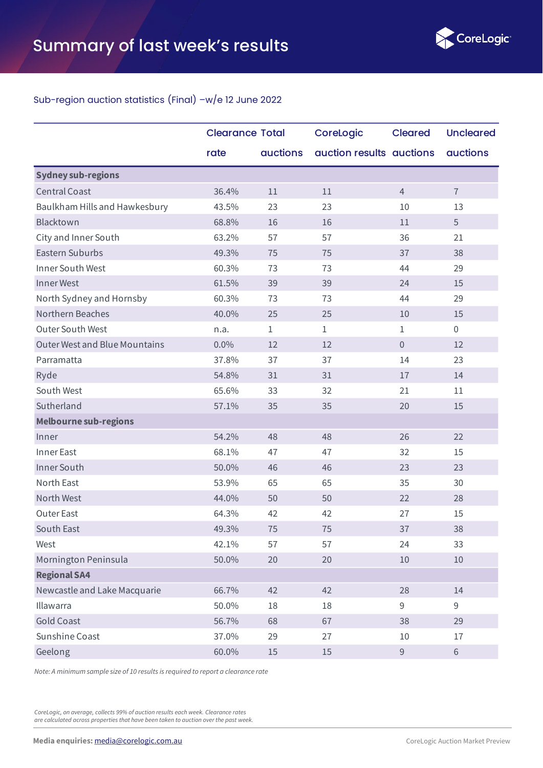# Summary of last week's results

Sub-region auction statistics (Final) –w/e 12 June 2022

| | Clearance rate | Total auctions | CoreLogic auction results | Cleared auctions | Uncleared auctions |
|---|---|---|---|---|---|
| **Sydney sub-regions** | | | | | |
| Central Coast | 36.4% | 11 | 11 | 4 | 7 |
| Baulkham Hills and Hawkesbury | 43.5% | 23 | 23 | 10 | 13 |
| Blacktown | 68.8% | 16 | 16 | 11 | 5 |
| City and Inner South | 63.2% | 57 | 57 | 36 | 21 |
| Eastern Suburbs | 49.3% | 75 | 75 | 37 | 38 |
| Inner South West | 60.3% | 73 | 73 | 44 | 29 |
| Inner West | 61.5% | 39 | 39 | 24 | 15 |
| North Sydney and Hornsby | 60.3% | 73 | 73 | 44 | 29 |
| Northern Beaches | 40.0% | 25 | 25 | 10 | 15 |
| Outer South West | n.a. | 1 | 1 | 1 | 0 |
| Outer West and Blue Mountains | 0.0% | 12 | 12 | 0 | 12 |
| Parramatta | 37.8% | 37 | 37 | 14 | 23 |
| Ryde | 54.8% | 31 | 31 | 17 | 14 |
| South West | 65.6% | 33 | 32 | 21 | 11 |
| Sutherland | 57.1% | 35 | 35 | 20 | 15 |
| **Melbourne sub-regions** | | | | | |
| Inner | 54.2% | 48 | 48 | 26 | 22 |
| Inner East | 68.1% | 47 | 47 | 32 | 15 |
| Inner South | 50.0% | 46 | 46 | 23 | 23 |
| North East | 53.9% | 65 | 65 | 35 | 30 |
| North West | 44.0% | 50 | 50 | 22 | 28 |
| Outer East | 64.3% | 42 | 42 | 27 | 15 |
| South East | 49.3% | 75 | 75 | 37 | 38 |
| West | 42.1% | 57 | 57 | 24 | 33 |
| Mornington Peninsula | 50.0% | 20 | 20 | 10 | 10 |
| **Regional SA4** | | | | | |
| Newcastle and Lake Macquarie | 66.7% | 42 | 42 | 28 | 14 |
| Illawarra | 50.0% | 18 | 18 | 9 | 9 |
| Gold Coast | 56.7% | 68 | 67 | 38 | 29 |
| Sunshine Coast | 37.0% | 29 | 27 | 10 | 17 |
| Geelong | 60.0% | 15 | 15 | 9 | 6 |

*Note: A minimum sample size of 10 results is required to report a clearance rate*

*CoreLogic, on average, collects 99% of auction results each week. Clearance rates are calculated across properties that have been taken to auction over the past week.*

**Media enquiries:** media@corelogic.com.au